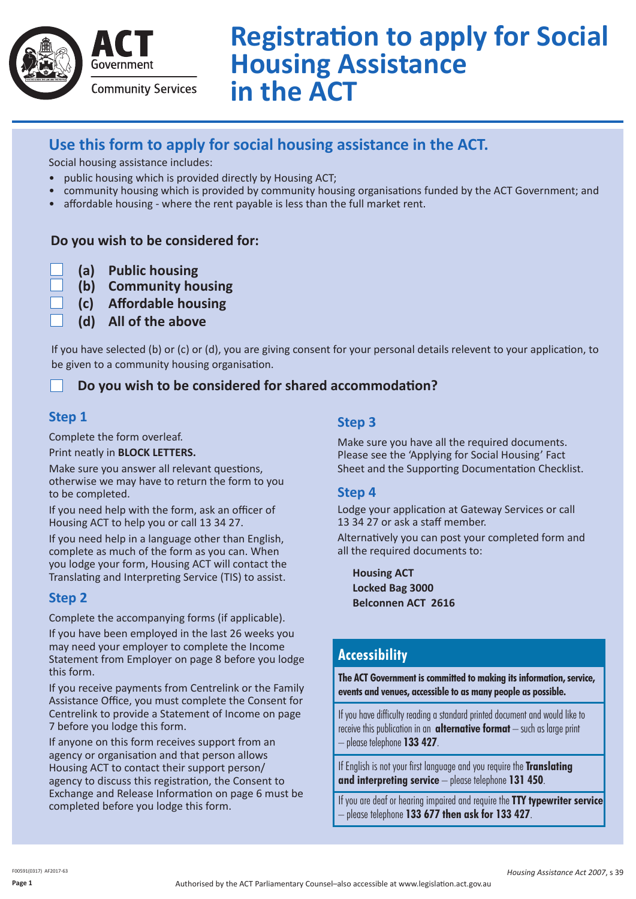ACT Government

Community Services

# Registration to apply for Social Housing Assistance in the ACT

## Use this form to apply for social housing assistance in the ACT.

Social housing assistance includes:

- public housing which is provided directly by Housing ACT;
- community housing which is provided by community housing organisations funded by the ACT Government; and
- affordable housing - where the rent payable is less than the full market rent.

### Do you wish to be considered for:

- ☐ **(a) Public housing**
- ☐ **(b) Community housing**
- ☐ **(c) Affordable housing**
- ☐ **(d) All of the above**

If you have selected (b) or (c) or (d), you are giving consent for your personal details relevent to your application, to be given to a community housing organisation.

☐ **Do you wish to be considered for shared accommodation?**

### Step 1

Complete the form overleaf.

Print neatly in **BLOCK LETTERS.**

Make sure you answer all relevant questions, otherwise we may have to return the form to you to be completed.

If you need help with the form, ask an officer of Housing ACT to help you or call 13 34 27.

If you need help in a language other than English, complete as much of the form as you can. When you lodge your form, Housing ACT will contact the Translating and Interpreting Service (TIS) to assist.

### Step 2

Complete the accompanying forms (if applicable).

If you have been employed in the last 26 weeks you may need your employer to complete the Income Statement from Employer on page 8 before you lodge this form.

If you receive payments from Centrelink or the Family Assistance Office, you must complete the Consent for Centrelink to provide a Statement of Income on page 7 before you lodge this form.

If anyone on this form receives support from an agency or organisation and that person allows Housing ACT to contact their support person/agency to discuss this registration, the Consent to Exchange and Release Information on page 6 must be completed before you lodge this form.

### Step 3

Make sure you have all the required documents. Please see the 'Applying for Social Housing' Fact Sheet and the Supporting Documentation Checklist.

### Step 4

Lodge your application at Gateway Services or call 13 34 27 or ask a staff member.

Alternatively you can post your completed form and all the required documents to:

**Housing ACT**
**Locked Bag 3000**
**Belconnen ACT 2616**

### Accessibility

**The ACT Government is committed to making its information, service, events and venues, accessible to as many people as possible.**

If you have difficulty reading a standard printed document and would like to receive this publication in an **alternative format** – such as large print – please telephone **133 427**.

If English is not your first language and you require the **Translating and interpreting service** – please telephone **131 450**.

If you are deaf or hearing impaired and require the **TTY typewriter service** – please telephone **133 677 then ask for 133 427**.

F00591(0317) AF2017-63

*Housing Assistance Act 2007*, s 39

Authorised by the ACT Parliamentary Counsel–also accessible at www.legislation.act.gov.au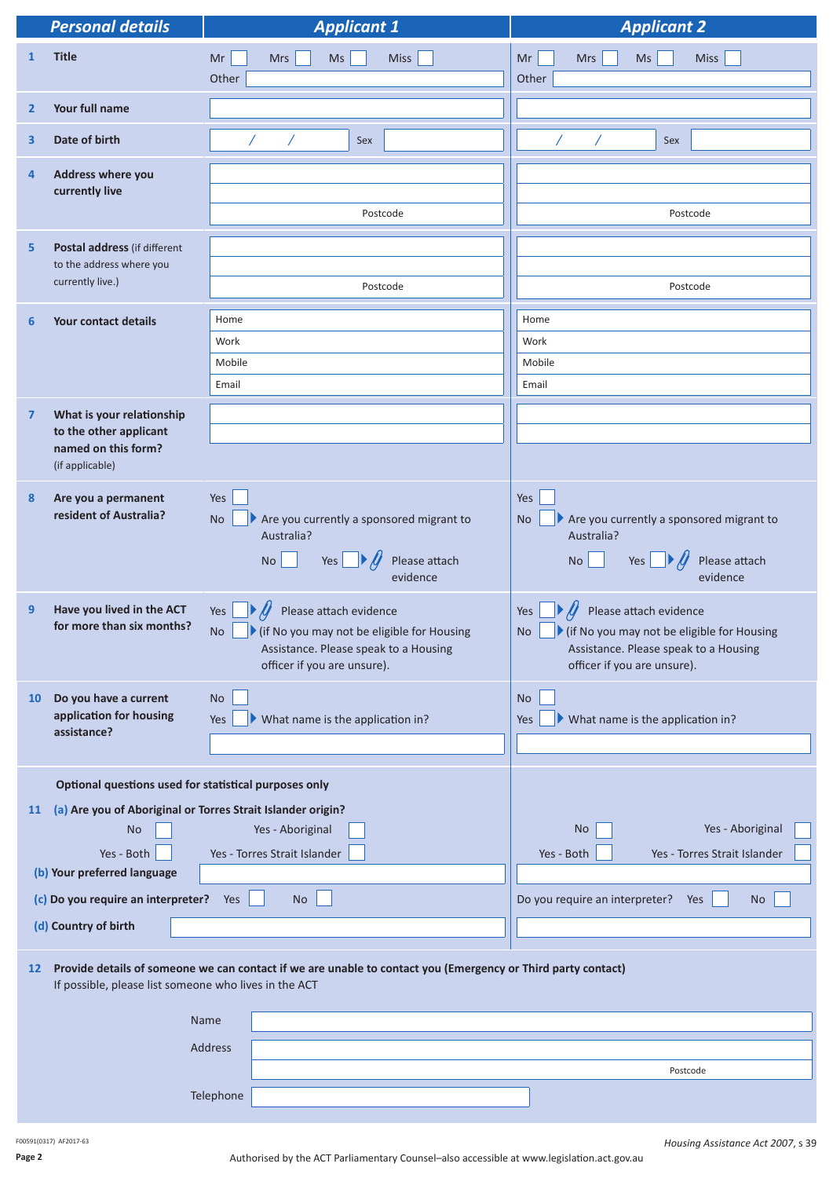| Personal details | Applicant 1 | Applicant 2 |
|---|---|---|
| **1 Title** | Mr ☐ Mrs ☐ Ms ☐ Miss ☐ Other | Mr ☐ Mrs ☐ Ms ☐ Miss ☐ Other |
| **2 Your full name** | | |
| **3 Date of birth** | / / Sex | / / Sex |
| **4 Address where you currently live** | Postcode | Postcode |
| **5 Postal address** (if different to the address where you currently live.) | Postcode | Postcode |
| **6 Your contact details** | Home<br>Work<br>Mobile<br>Email | Home<br>Work<br>Mobile<br>Email |
| **7 What is your relationship to the other applicant named on this form?** (if applicable) | | |
| **8 Are you a permanent resident of Australia?** | Yes ☐<br>No ☐ ▶ Are you currently a sponsored migrant to Australia?<br>No ☐ Yes ☐ ▶ Please attach evidence | Yes ☐<br>No ☐ ▶ Are you currently a sponsored migrant to Australia?<br>No ☐ Yes ☐ ▶ Please attach evidence |
| **9 Have you lived in the ACT for more than six months?** | Yes ☐ ▶ Please attach evidence<br>No ☐ ▶ (if No you may not be eligible for Housing Assistance. Please speak to a Housing officer if you are unsure). | Yes ☐ ▶ Please attach evidence<br>No ☐ ▶ (if No you may not be eligible for Housing Assistance. Please speak to a Housing officer if you are unsure). |
| **10 Do you have a current application for housing assistance?** | No ☐<br>Yes ☐ ▶ What name is the application in? | No ☐<br>Yes ☐ ▶ What name is the application in? |

**Optional questions used for statistical purposes only**

**11** (a) **Are you of Aboriginal or Torres Strait Islander origin?**

| | Applicant 1 | Applicant 2 |
|---|---|---|
| (a) Aboriginal or Torres Strait Islander origin | No ☐ Yes - Aboriginal ☐ Yes - Both ☐ Yes - Torres Strait Islander ☐ | No ☐ Yes - Aboriginal ☐ Yes - Both ☐ Yes - Torres Strait Islander ☐ |
| (b) **Your preferred language** | | |
| (c) **Do you require an interpreter?** | Yes ☐ No ☐ | Do you require an interpreter? Yes ☐ No ☐ |
| (d) **Country of birth** | | |

**12 Provide details of someone we can contact if we are unable to contact you (Emergency or Third party contact)**
If possible, please list someone who lives in the ACT

Name

Address

Postcode

Telephone

F00591(0317) AF2017-63

*Housing Assistance Act 2007*, s 39

Authorised by the ACT Parliamentary Counsel–also accessible at www.legislation.act.gov.au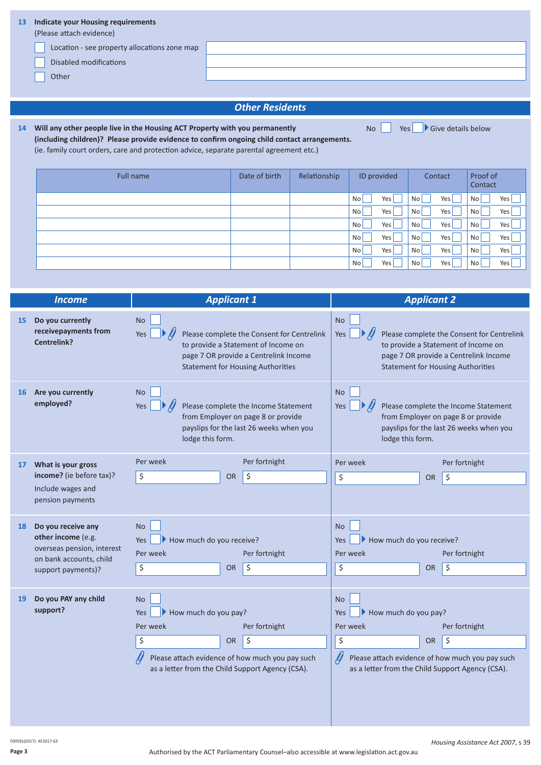**13 Indicate your Housing requirements**
(Please attach evidence)

- ☐ Location - see property allocations zone map
- ☐ Disabled modifications
- ☐ Other

## Other Residents

**14 Will any other people live in the Housing ACT Property with you permanently (including children)? Please provide evidence to confirm ongoing child contact arrangements.**
(ie. family court orders, care and protection advice, separate parental agreement etc.)

No ☐ Yes ☐ ▸ Give details below

| Full name | Date of birth | Relationship | ID provided | Contact | Proof of Contact |
|---|---|---|---|---|---|
| | | | No ☐ Yes ☐ | No ☐ Yes ☐ | No ☐ Yes ☐ |
| | | | No ☐ Yes ☐ | No ☐ Yes ☐ | No ☐ Yes ☐ |
| | | | No ☐ Yes ☐ | No ☐ Yes ☐ | No ☐ Yes ☐ |
| | | | No ☐ Yes ☐ | No ☐ Yes ☐ | No ☐ Yes ☐ |
| | | | No ☐ Yes ☐ | No ☐ Yes ☐ | No ☐ Yes ☐ |
| | | | No ☐ Yes ☐ | No ☐ Yes ☐ | No ☐ Yes ☐ |

| Income | Applicant 1 | Applicant 2 |
|---|---|---|
| **15 Do you currently receivepayments from Centrelink?** | No ☐<br>Yes ☐ ▸ Please complete the Consent for Centrelink to provide a Statement of Income on page 7 OR provide a Centrelink Income Statement for Housing Authorities | No ☐<br>Yes ☐ ▸ Please complete the Consent for Centrelink to provide a Statement of Income on page 7 OR provide a Centrelink Income Statement for Housing Authorities |
| **16 Are you currently employed?** | No ☐<br>Yes ☐ ▸ Please complete the Income Statement from Employer on page 8 or provide payslips for the last 26 weeks when you lodge this form. | No ☐<br>Yes ☐ ▸ Please complete the Income Statement from Employer on page 8 or provide payslips for the last 26 weeks when you lodge this form. |
| **17 What is your gross income?** (ie before tax)? Include wages and pension payments | Per week $ OR Per fortnight $ | Per week $ OR Per fortnight $ |
| **18 Do you receive any other income** (e.g. overseas pension, interest on bank accounts, child support payments)? | No ☐<br>Yes ☐ ▸ How much do you receive?<br>Per week $ OR Per fortnight $ | No ☐<br>Yes ☐ ▸ How much do you receive?<br>Per week $ OR Per fortnight $ |
| **19 Do you PAY any child support?** | No ☐<br>Yes ☐ ▸ How much do you pay?<br>Per week $ OR Per fortnight $<br>Please attach evidence of how much you pay such as a letter from the Child Support Agency (CSA). | No ☐<br>Yes ☐ ▸ How much do you pay?<br>Per week $ OR Per fortnight $<br>Please attach evidence of how much you pay such as a letter from the Child Support Agency (CSA). |

F00591(0317) AF2017-63

*Housing Assistance Act 2007*, s 39

Authorised by the ACT Parliamentary Counsel–also accessible at www.legislation.act.gov.au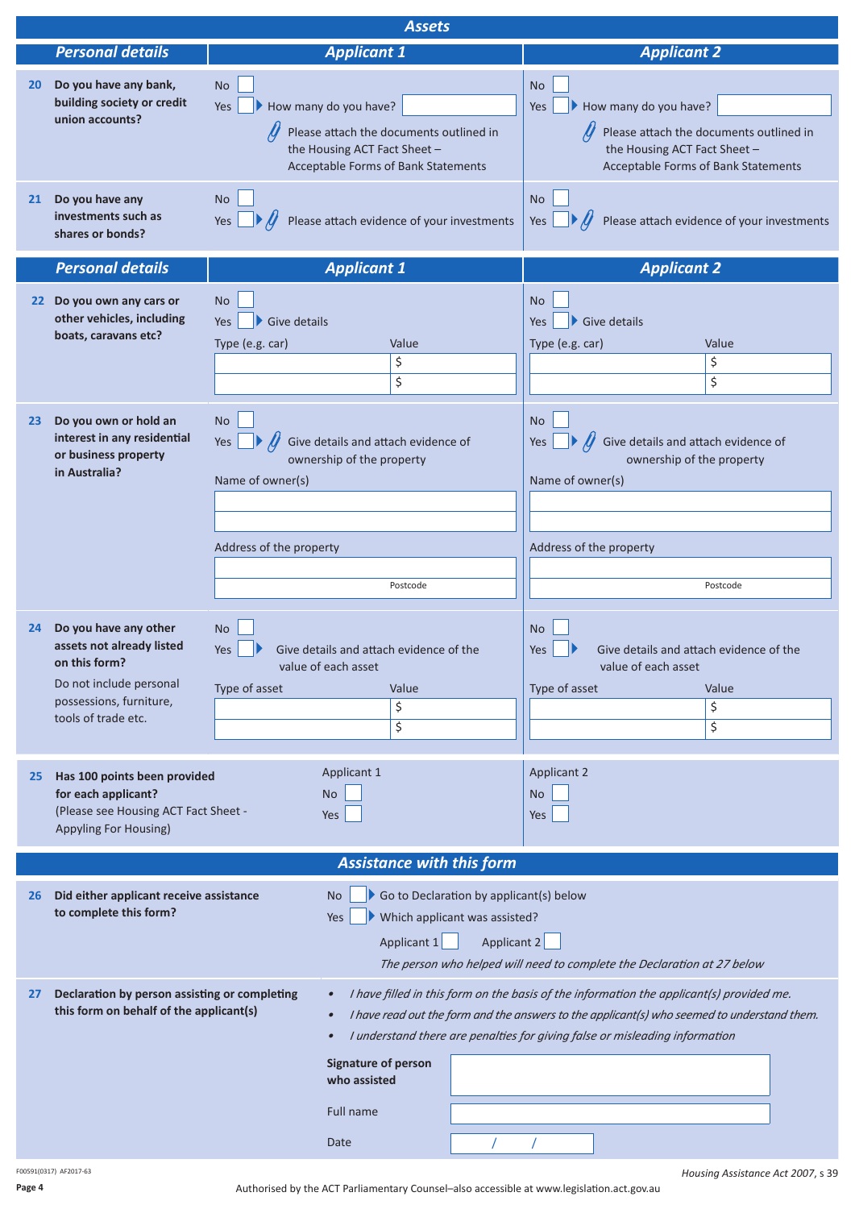## Assets

| Personal details | Applicant 1 | Applicant 2 |
|---|---|---|
| **20 Do you have any bank, building society or credit union accounts?** | No ☐<br>Yes ☐ ▶ How many do you have? ______<br>Please attach the documents outlined in the Housing ACT Fact Sheet – Acceptable Forms of Bank Statements | No ☐<br>Yes ☐ ▶ How many do you have? ______<br>Please attach the documents outlined in the Housing ACT Fact Sheet – Acceptable Forms of Bank Statements |
| **21 Do you have any investments such as shares or bonds?** | No ☐<br>Yes ☐ ▶ Please attach evidence of your investments | No ☐<br>Yes ☐ ▶ Please attach evidence of your investments |

| Personal details | Applicant 1 | Applicant 2 |
|---|---|---|
| **22 Do you own any cars or other vehicles, including boats, caravans etc?** | No ☐<br>Yes ☐ ▶ Give details<br>Type (e.g. car) ______ Value $ ______<br>______ $ ______ | No ☐<br>Yes ☐ ▶ Give details<br>Type (e.g. car) ______ Value $ ______<br>______ $ ______ |
| **23 Do you own or hold an interest in any residential or business property in Australia?** | No ☐<br>Yes ☐ ▶ Give details and attach evidence of ownership of the property<br>Name of owner(s) ______<br>Address of the property ______<br>Postcode ______ | No ☐<br>Yes ☐ ▶ Give details and attach evidence of ownership of the property<br>Name of owner(s) ______<br>Address of the property ______<br>Postcode ______ |
| **24 Do you have any other assets not already listed on this form?**<br>Do not include personal possessions, furniture, tools of trade etc. | No ☐<br>Yes ☐ ▶ Give details and attach evidence of the value of each asset<br>Type of asset ______ Value $ ______<br>______ $ ______ | No ☐<br>Yes ☐ ▶ Give details and attach evidence of the value of each asset<br>Type of asset ______ Value $ ______<br>______ $ ______ |
| **25 Has 100 points been provided for each applicant?**<br>(Please see Housing ACT Fact Sheet - Appyling For Housing) | Applicant 1<br>No ☐<br>Yes ☐ | Applicant 2<br>No ☐<br>Yes ☐ |

## Assistance with this form

**26 Did either applicant receive assistance to complete this form?**

No ☐ ▶ Go to Declaration by applicant(s) below

Yes ☐ ▶ Which applicant was assisted?

Applicant 1 ☐ Applicant 2 ☐

*The person who helped will need to complete the Declaration at 27 below*

**27 Declaration by person assisting or completing this form on behalf of the applicant(s)**

- *I have filled in this form on the basis of the information the applicant(s) provided me.*
- *I have read out the form and the answers to the applicant(s) who seemed to understand them.*
- *I understand there are penalties for giving false or misleading information*

**Signature of person who assisted** ______

Full name ______

Date ____ / ____ / ____

F00591(0317) AF2017-63

*Housing Assistance Act 2007*, s 39

Authorised by the ACT Parliamentary Counsel–also accessible at www.legislation.act.gov.au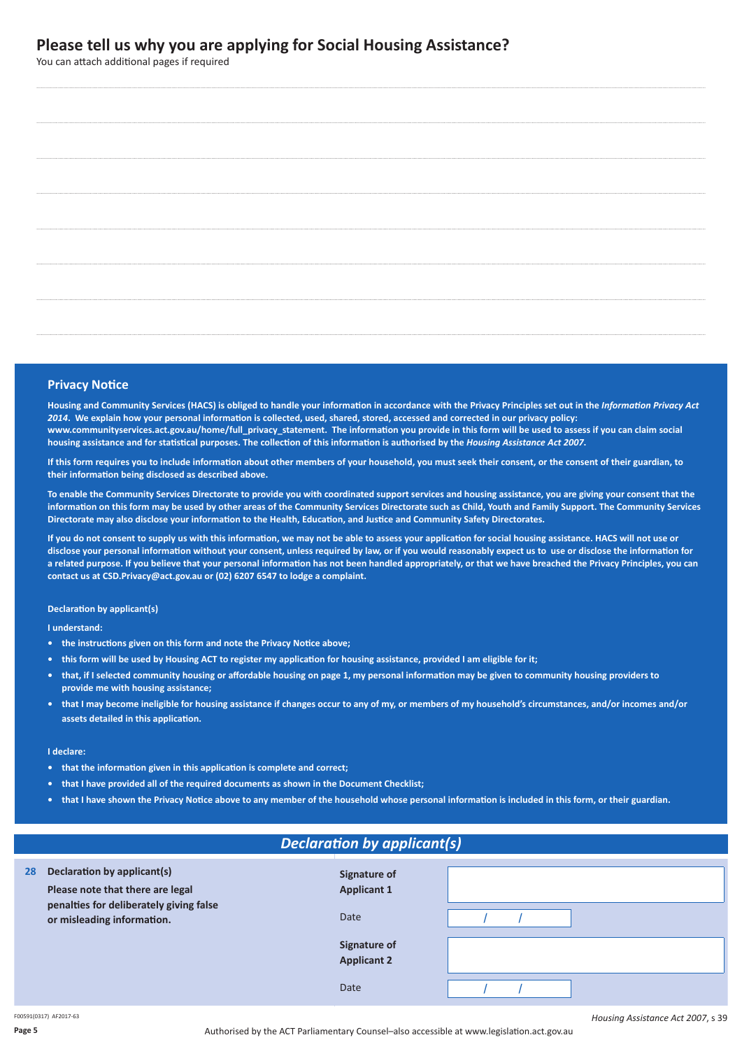## Please tell us why you are applying for Social Housing Assistance?

You can attach additional pages if required

### Privacy Notice

**Housing and Community Services (HACS) is obliged to handle your information in accordance with the Privacy Principles set out in the *Information Privacy Act 2014*. We explain how your personal information is collected, used, shared, stored, accessed and corrected in our privacy policy: www.communityservices.act.gov.au/home/full_privacy_statement. The information you provide in this form will be used to assess if you can claim social housing assistance and for statistical purposes. The collection of this information is authorised by the *Housing Assistance Act 2007*.**

**If this form requires you to include information about other members of your household, you must seek their consent, or the consent of their guardian, to their information being disclosed as described above.**

**To enable the Community Services Directorate to provide you with coordinated support services and housing assistance, you are giving your consent that the information on this form may be used by other areas of the Community Services Directorate such as Child, Youth and Family Support. The Community Services Directorate may also disclose your information to the Health, Education, and Justice and Community Safety Directorates.**

**If you do not consent to supply us with this information, we may not be able to assess your application for social housing assistance. HACS will not use or disclose your personal information without your consent, unless required by law, or if you would reasonably expect us to use or disclose the information for a related purpose. If you believe that your personal information has not been handled appropriately, or that we have breached the Privacy Principles, you can contact us at CSD.Privacy@act.gov.au or (02) 6207 6547 to lodge a complaint.**

**Declaration by applicant(s)**

**I understand:**

- **the instructions given on this form and note the Privacy Notice above;**
- **this form will be used by Housing ACT to register my application for housing assistance, provided I am eligible for it;**
- **that, if I selected community housing or affordable housing on page 1, my personal information may be given to community housing providers to provide me with housing assistance;**
- **that I may become ineligible for housing assistance if changes occur to any of my, or members of my household's circumstances, and/or incomes and/or assets detailed in this application.**

**I declare:**

- **that the information given in this application is complete and correct;**
- **that I have provided all of the required documents as shown in the Document Checklist;**
- **that I have shown the Privacy Notice above to any member of the household whose personal information is included in this form, or their guardian.**

## *Declaration by applicant(s)*

**28 Declaration by applicant(s)**

**Please note that there are legal penalties for deliberately giving false or misleading information.**

| | |
|---|---|
| **Signature of Applicant 1** | |
| Date | / / |
| **Signature of Applicant 2** | |
| Date | / / |

F00591(0317) AF2017-63

*Housing Assistance Act 2007*, s 39

Authorised by the ACT Parliamentary Counsel–also accessible at www.legislation.act.gov.au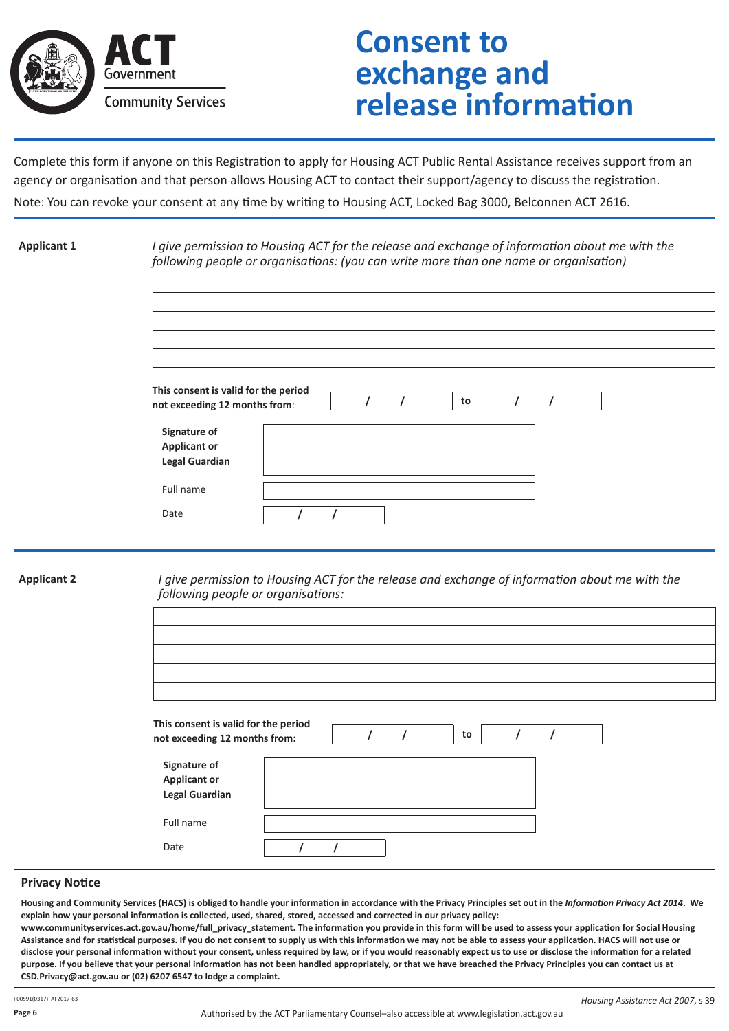ACT Government

Community Services

# Consent to exchange and release information

Complete this form if anyone on this Registration to apply for Housing ACT Public Rental Assistance receives support from an agency or organisation and that person allows Housing ACT to contact their support/agency to discuss the registration.

Note: You can revoke your consent at any time by writing to Housing ACT, Locked Bag 3000, Belconnen ACT 2616.

## Applicant 1

*I give permission to Housing ACT for the release and exchange of information about me with the following people or organisations: (you can write more than one name or organisation)*

|  |
|---|
|  |
|  |
|  |
|  |
|  |

**This consent is valid for the period not exceeding 12 months from**: / / **to** / /

| **Signature of Applicant or Legal Guardian** |  |
|---|---|
| Full name |  |
| Date | / / |

## Applicant 2

*I give permission to Housing ACT for the release and exchange of information about me with the following people or organisations:*

|  |
|---|
|  |
|  |
|  |
|  |
|  |

**This consent is valid for the period not exceeding 12 months from:** / / **to** / /

| **Signature of Applicant or Legal Guardian** |  |
|---|---|
| Full name |  |
| Date | / / |

## Privacy Notice

**Housing and Community Services (HACS) is obliged to handle your information in accordance with the Privacy Principles set out in the *Information Privacy Act 2014*. We explain how your personal information is collected, used, shared, stored, accessed and corrected in our privacy policy: www.communityservices.act.gov.au/home/full_privacy_statement. The information you provide in this form will be used to assess your application for Social Housing Assistance and for statistical purposes. If you do not consent to supply us with this information we may not be able to assess your application. HACS will not use or disclose your personal information without your consent, unless required by law, or if you would reasonably expect us to use or disclose the information for a related purpose. If you believe that your personal information has not been handled appropriately, or that we have breached the Privacy Principles you can contact us at CSD.Privacy@act.gov.au or (02) 6207 6547 to lodge a complaint.**

F00591(0317) AF2017-63

*Housing Assistance Act 2007*, s 39

Authorised by the ACT Parliamentary Counsel–also accessible at www.legislation.act.gov.au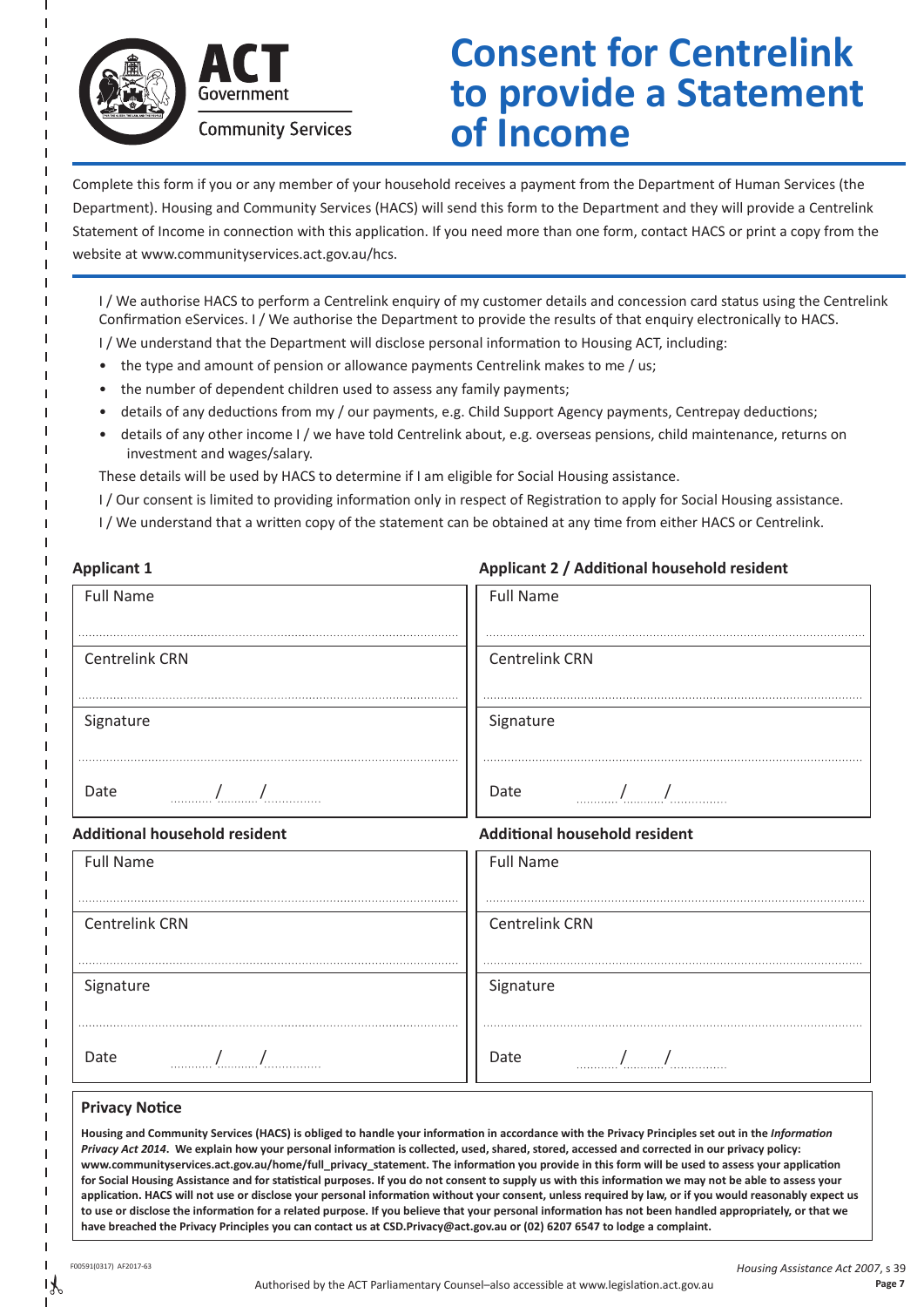ACT Government
Community Services

# Consent for Centrelink to provide a Statement of Income

Complete this form if you or any member of your household receives a payment from the Department of Human Services (the Department). Housing and Community Services (HACS) will send this form to the Department and they will provide a Centrelink Statement of Income in connection with this application. If you need more than one form, contact HACS or print a copy from the website at www.communityservices.act.gov.au/hcs.

I / We authorise HACS to perform a Centrelink enquiry of my customer details and concession card status using the Centrelink Confirmation eServices. I / We authorise the Department to provide the results of that enquiry electronically to HACS.

I / We understand that the Department will disclose personal information to Housing ACT, including:

- the type and amount of pension or allowance payments Centrelink makes to me / us;
- the number of dependent children used to assess any family payments;
- details of any deductions from my / our payments, e.g. Child Support Agency payments, Centrepay deductions;
- details of any other income I / we have told Centrelink about, e.g. overseas pensions, child maintenance, returns on investment and wages/salary.

These details will be used by HACS to determine if I am eligible for Social Housing assistance.

I / Our consent is limited to providing information only in respect of Registration to apply for Social Housing assistance.

I / We understand that a written copy of the statement can be obtained at any time from either HACS or Centrelink.

| **Applicant 1** | **Applicant 2 / Additional household resident** |
|---|---|
| Full Name | Full Name |
| Centrelink CRN | Centrelink CRN |
| Signature | Signature |
| Date ..... / ..... / ..... | Date ..... / ..... / ..... |

| **Additional household resident** | **Additional household resident** |
|---|---|
| Full Name | Full Name |
| Centrelink CRN | Centrelink CRN |
| Signature | Signature |
| Date ..... / ..... / ..... | Date ..... / ..... / ..... |

### Privacy Notice

**Housing and Community Services (HACS) is obliged to handle your information in accordance with the Privacy Principles set out in the *Information Privacy Act 2014*. We explain how your personal information is collected, used, shared, stored, accessed and corrected in our privacy policy: www.communityservices.act.gov.au/home/full_privacy_statement. The information you provide in this form will be used to assess your application for Social Housing Assistance and for statistical purposes. If you do not consent to supply us with this information we may not be able to assess your application. HACS will not use or disclose your personal information without your consent, unless required by law, or if you would reasonably expect us to use or disclose the information for a related purpose. If you believe that your personal information has not been handled appropriately, or that we have breached the Privacy Principles you can contact us at CSD.Privacy@act.gov.au or (02) 6207 6547 to lodge a complaint.**

F00591(0317) AF2017-63

*Housing Assistance Act 2007*, s 39

Authorised by the ACT Parliamentary Counsel–also accessible at www.legislation.act.gov.au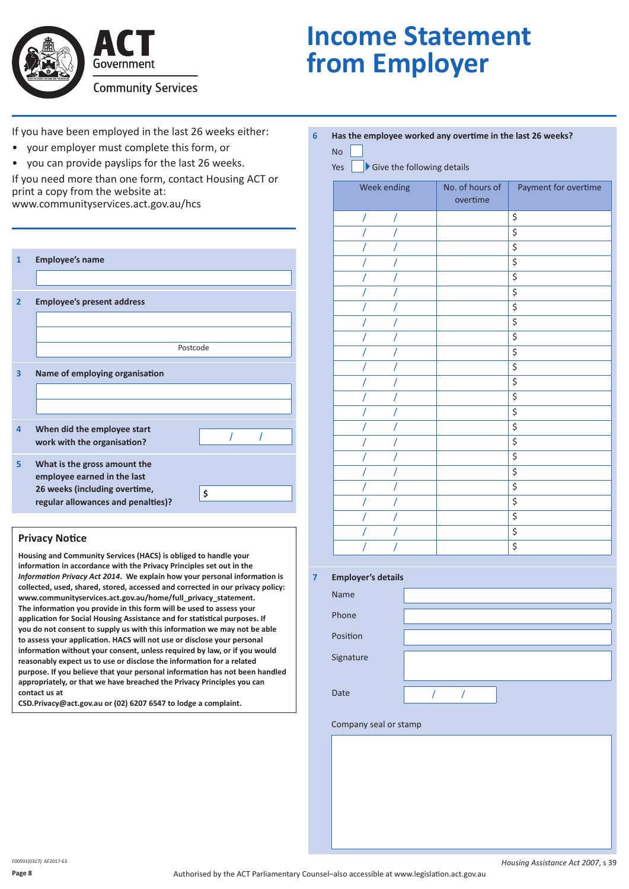# Income Statement from Employer

ACT Government
Community Services

If you have been employed in the last 26 weeks either:

- your employer must complete this form, or
- you can provide payslips for the last 26 weeks.

If you need more than one form, contact Housing ACT or print a copy from the website at: www.communityservices.act.gov.au/hcs

**1 Employee's name**

**2 Employee's present address**

Postcode

**3 Name of employing organisation**

**4 When did the employee start work with the organisation?** / /

**5 What is the gross amount the employee earned in the last 26 weeks (including overtime, regular allowances and penalties)?** $

## Privacy Notice

**Housing and Community Services (HACS) is obliged to handle your information in accordance with the Privacy Principles set out in the *Information Privacy Act 2014*. We explain how your personal information is collected, used, shared, stored, accessed and corrected in our privacy policy: www.communityservices.act.gov.au/home/full_privacy_statement. The information you provide in this form will be used to assess your application for Social Housing Assistance and for statistical purposes. If you do not consent to supply us with this information we may not be able to assess your application. HACS will not use or disclose your personal information without your consent, unless required by law, or if you would reasonably expect us to use or disclose the information for a related purpose. If you believe that your personal information has not been handled appropriately, or that we have breached the Privacy Principles you can contact us at CSD.Privacy@act.gov.au or (02) 6207 6547 to lodge a complaint.**

**6 Has the employee worked any overtime in the last 26 weeks?**

No ☐

Yes ☐ ▶ Give the following details

| Week ending | No. of hours of overtime | Payment for overtime |
|---|---|---|
| / / | | $ |
| / / | | $ |
| / / | | $ |
| / / | | $ |
| / / | | $ |
| / / | | $ |
| / / | | $ |
| / / | | $ |
| / / | | $ |
| / / | | $ |
| / / | | $ |
| / / | | $ |
| / / | | $ |
| / / | | $ |
| / / | | $ |
| / / | | $ |
| / / | | $ |
| / / | | $ |
| / / | | $ |
| / / | | $ |
| / / | | $ |
| / / | | $ |
| / / | | $ |

**7 Employer's details**

Name

Phone

Position

Signature

Date / /

Company seal or stamp

F00591(0317) AF2017-63

*Housing Assistance Act 2007*, s 39

Authorised by the ACT Parliamentary Counsel–also accessible at www.legislation.act.gov.au